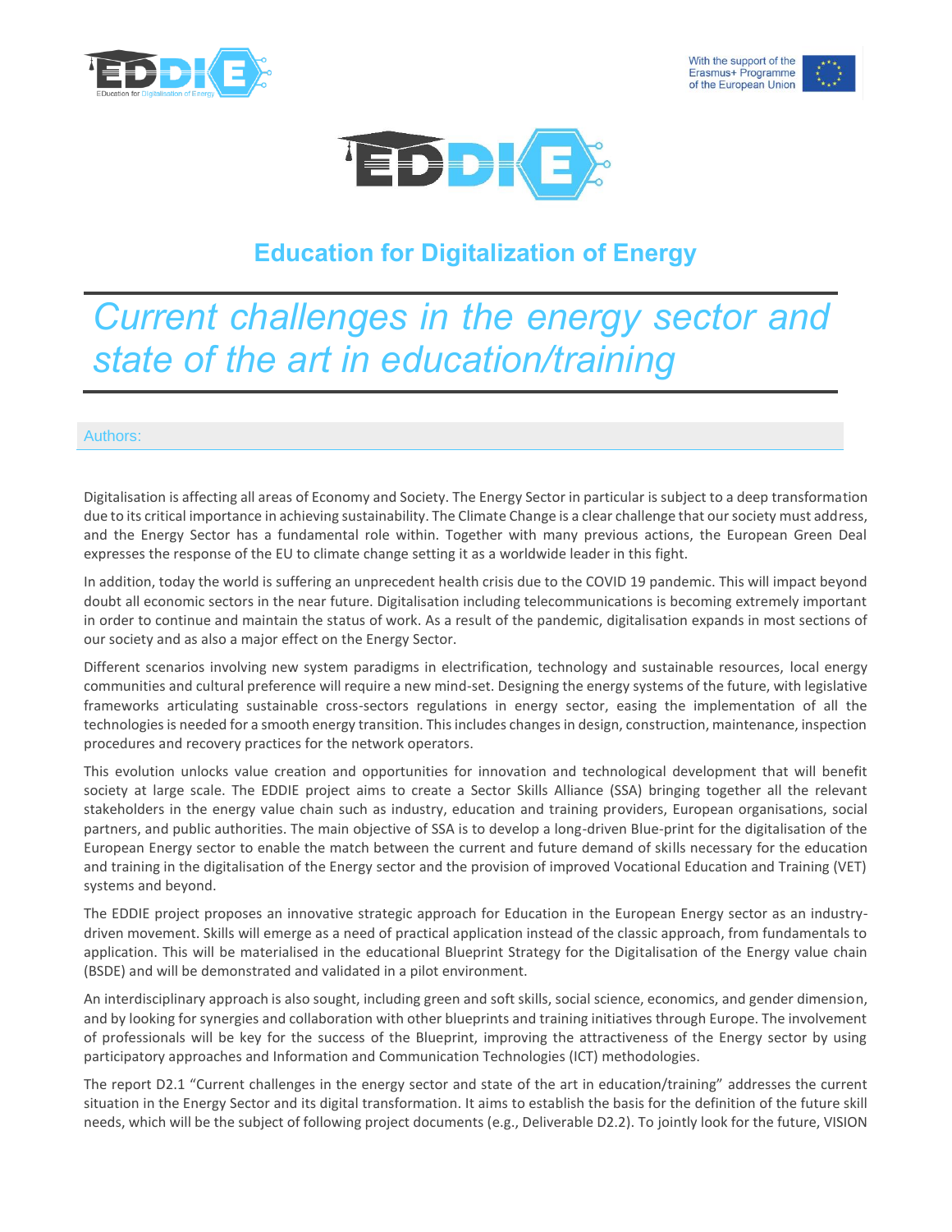# Education for Digitalization of Energy

# *Current challenges in the energy sector and state of the art in education/training*

Authors:

Digitalisation is affecting all areas of Economy and Society. The Energy Sector in particular is subject to a deep transformation due to its critical importance in achieving sustainability. The Climate Change is a clear challenge that our society must address, and the Energy Sector has a fundamental role within. Together with many previous actions, the European Green Deal expresses the response of the EU to climate change setting it as a worldwide leader in this fight.

In addition, today the world is suffering an unprecedent health crisis due to the COVID 19 pandemic. This will impact beyond doubt all economic sectors in the near future. Digitalisation including telecommunications is becoming extremely important in order to continue and maintain the status of work. As a result of the pandemic, digitalisation expands in most sections of our society and as also a major effect on the Energy Sector.

Different scenarios involving new system paradigms in electrification, technology and sustainable resources, local energy communities and cultural preference will require a new mind-set. Designing the energy systems of the future, with legislative frameworks articulating sustainable cross-sectors regulations in energy sector, easing the implementation of all the technologies is needed for a smooth energy transition. This includes changes in design, construction, maintenance, inspection procedures and recovery practices for the network operators.

This evolution unlocks value creation and opportunities for innovation and technological development that will benefit society at large scale. The EDDIE project aims to create a Sector Skills Alliance (SSA) bringing together all the relevant stakeholders in the energy value chain such as industry, education and training providers, European organisations, social partners, and public authorities. The main objective of SSA is to develop a long-driven Blue-print for the digitalisation of the European Energy sector to enable the match between the current and future demand of skills necessary for the education and training in the digitalisation of the Energy sector and the provision of improved Vocational Education and Training (VET) systems and beyond.

The EDDIE project proposes an innovative strategic approach for Education in the European Energy sector as an industry-driven movement. Skills will emerge as a need of practical application instead of the classic approach, from fundamentals to application. This will be materialised in the educational Blueprint Strategy for the Digitalisation of the Energy value chain (BSDE) and will be demonstrated and validated in a pilot environment.

An interdisciplinary approach is also sought, including green and soft skills, social science, economics, and gender dimension, and by looking for synergies and collaboration with other blueprints and training initiatives through Europe. The involvement of professionals will be key for the success of the Blueprint, improving the attractiveness of the Energy sector by using participatory approaches and Information and Communication Technologies (ICT) methodologies.

The report D2.1 "Current challenges in the energy sector and state of the art in education/training" addresses the current situation in the Energy Sector and its digital transformation. It aims to establish the basis for the definition of the future skill needs, which will be the subject of following project documents (e.g., Deliverable D2.2). To jointly look for the future, VISION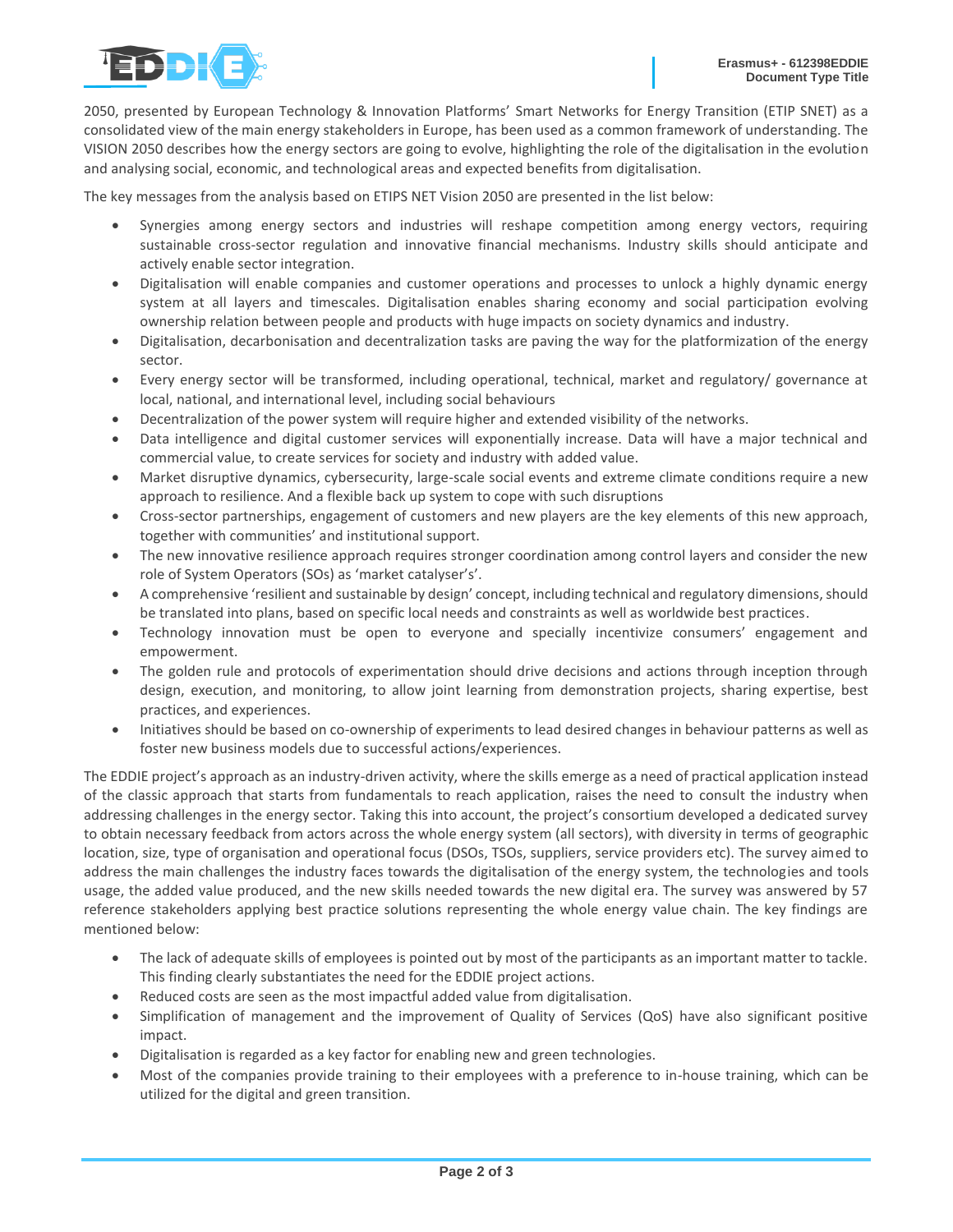2050, presented by European Technology & Innovation Platforms' Smart Networks for Energy Transition (ETIP SNET) as a consolidated view of the main energy stakeholders in Europe, has been used as a common framework of understanding. The VISION 2050 describes how the energy sectors are going to evolve, highlighting the role of the digitalisation in the evolution and analysing social, economic, and technological areas and expected benefits from digitalisation.

The key messages from the analysis based on ETIPS NET Vision 2050 are presented in the list below:

- Synergies among energy sectors and industries will reshape competition among energy vectors, requiring sustainable cross-sector regulation and innovative financial mechanisms. Industry skills should anticipate and actively enable sector integration.
- Digitalisation will enable companies and customer operations and processes to unlock a highly dynamic energy system at all layers and timescales. Digitalisation enables sharing economy and social participation evolving ownership relation between people and products with huge impacts on society dynamics and industry.
- Digitalisation, decarbonisation and decentralization tasks are paving the way for the platformization of the energy sector.
- Every energy sector will be transformed, including operational, technical, market and regulatory/ governance at local, national, and international level, including social behaviours
- Decentralization of the power system will require higher and extended visibility of the networks.
- Data intelligence and digital customer services will exponentially increase. Data will have a major technical and commercial value, to create services for society and industry with added value.
- Market disruptive dynamics, cybersecurity, large-scale social events and extreme climate conditions require a new approach to resilience. And a flexible back up system to cope with such disruptions
- Cross-sector partnerships, engagement of customers and new players are the key elements of this new approach, together with communities' and institutional support.
- The new innovative resilience approach requires stronger coordination among control layers and consider the new role of System Operators (SOs) as 'market catalyser's'.
- A comprehensive 'resilient and sustainable by design' concept, including technical and regulatory dimensions, should be translated into plans, based on specific local needs and constraints as well as worldwide best practices.
- Technology innovation must be open to everyone and specially incentivize consumers' engagement and empowerment.
- The golden rule and protocols of experimentation should drive decisions and actions through inception through design, execution, and monitoring, to allow joint learning from demonstration projects, sharing expertise, best practices, and experiences.
- Initiatives should be based on co-ownership of experiments to lead desired changes in behaviour patterns as well as foster new business models due to successful actions/experiences.

The EDDIE project's approach as an industry-driven activity, where the skills emerge as a need of practical application instead of the classic approach that starts from fundamentals to reach application, raises the need to consult the industry when addressing challenges in the energy sector. Taking this into account, the project's consortium developed a dedicated survey to obtain necessary feedback from actors across the whole energy system (all sectors), with diversity in terms of geographic location, size, type of organisation and operational focus (DSOs, TSOs, suppliers, service providers etc). The survey aimed to address the main challenges the industry faces towards the digitalisation of the energy system, the technologies and tools usage, the added value produced, and the new skills needed towards the new digital era. The survey was answered by 57 reference stakeholders applying best practice solutions representing the whole energy value chain. The key findings are mentioned below:

- The lack of adequate skills of employees is pointed out by most of the participants as an important matter to tackle. This finding clearly substantiates the need for the EDDIE project actions.
- Reduced costs are seen as the most impactful added value from digitalisation.
- Simplification of management and the improvement of Quality of Services (QoS) have also significant positive impact.
- Digitalisation is regarded as a key factor for enabling new and green technologies.
- Most of the companies provide training to their employees with a preference to in-house training, which can be utilized for the digital and green transition.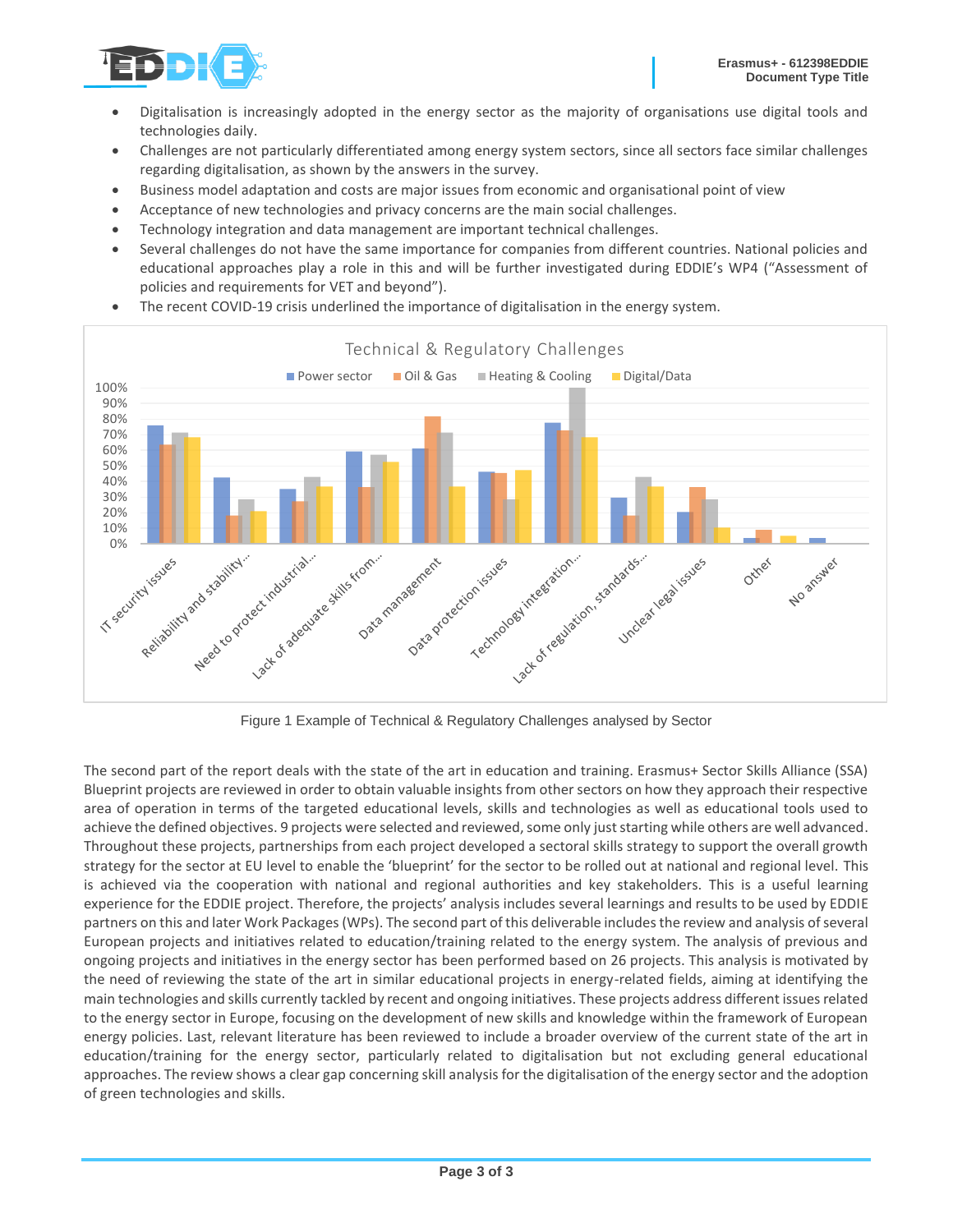- Digitalisation is increasingly adopted in the energy sector as the majority of organisations use digital tools and technologies daily.
- Challenges are not particularly differentiated among energy system sectors, since all sectors face similar challenges regarding digitalisation, as shown by the answers in the survey.
- Business model adaptation and costs are major issues from economic and organisational point of view
- Acceptance of new technologies and privacy concerns are the main social challenges.
- Technology integration and data management are important technical challenges.
- Several challenges do not have the same importance for companies from different countries. National policies and educational approaches play a role in this and will be further investigated during EDDIE's WP4 ("Assessment of policies and requirements for VET and beyond").
- The recent COVID-19 crisis underlined the importance of digitalisation in the energy system.

Technical & Regulatory Challenges

Power sector
Oil & Gas
Heating & Cooling
Digital/Data

100%
90%
80%
70%
60%
50%
40%
30%
20%
10%
0%

IT security issues
Reliability and stability...
Need to protect industrial...
Lack of adequate skills from...
Data management
Data protection issues
Technology integration...
Lack of regulation, standards...
Unclear legal issues
Other
No answer

Figure 1 Example of Technical & Regulatory Challenges analysed by Sector

The second part of the report deals with the state of the art in education and training. Erasmus+ Sector Skills Alliance (SSA) Blueprint projects are reviewed in order to obtain valuable insights from other sectors on how they approach their respective area of operation in terms of the targeted educational levels, skills and technologies as well as educational tools used to achieve the defined objectives. 9 projects were selected and reviewed, some only just starting while others are well advanced. Throughout these projects, partnerships from each project developed a sectoral skills strategy to support the overall growth strategy for the sector at EU level to enable the 'blueprint' for the sector to be rolled out at national and regional level. This is achieved via the cooperation with national and regional authorities and key stakeholders. This is a useful learning experience for the EDDIE project. Therefore, the projects' analysis includes several learnings and results to be used by EDDIE partners on this and later Work Packages (WPs). The second part of this deliverable includes the review and analysis of several European projects and initiatives related to education/training related to the energy system. The analysis of previous and ongoing projects and initiatives in the energy sector has been performed based on 26 projects. This analysis is motivated by the need of reviewing the state of the art in similar educational projects in energy-related fields, aiming at identifying the main technologies and skills currently tackled by recent and ongoing initiatives. These projects address different issues related to the energy sector in Europe, focusing on the development of new skills and knowledge within the framework of European energy policies. Last, relevant literature has been reviewed to include a broader overview of the current state of the art in education/training for the energy sector, particularly related to digitalisation but not excluding general educational approaches. The review shows a clear gap concerning skill analysis for the digitalisation of the energy sector and the adoption of green technologies and skills.